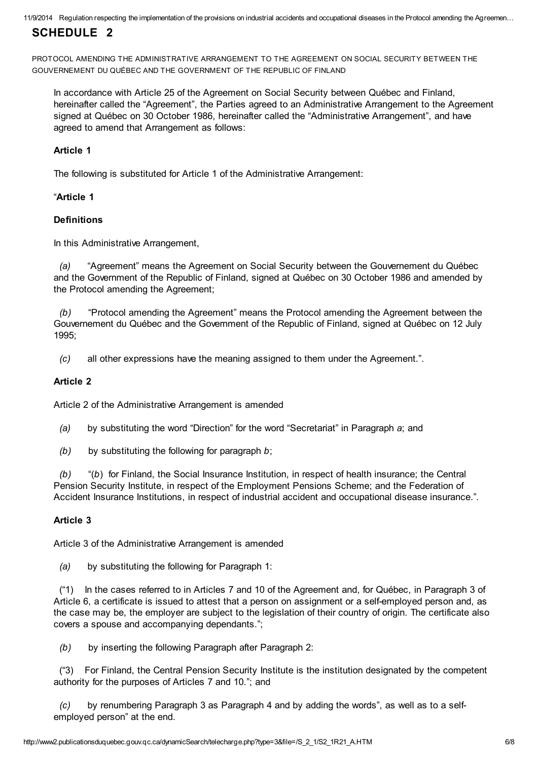## SCHEDULE 2

PROTOCOL AMENDING THE ADMINISTRATIVE ARRANGEMENT TO THE AGREEMENT ON SOCIAL SECURITY BETWEEN THE GOUVERNEMENT DU QUÉBEC AND THE GOVERNMENT OF THE REPUBLIC OF FINLAND

In accordance with Article 25 of the Agreement on Social Security between Québec and Finland, hereinafter called the "Agreement", the Parties agreed to an Administrative Arrangement to the Agreement signed at Québec on 30 October 1986, hereinafter called the "Administrative Arrangement", and have agreed to amend that Arrangement as follows:

**Article 1**

The following is substituted for Article 1 of the Administrative Arrangement:

"**Article 1**

**Definitions**

In this Administrative Arrangement,

*(a)* "Agreement" means the Agreement on Social Security between the Gouvernement du Québec and the Government of the Republic of Finland, signed at Québec on 30 October 1986 and amended by the Protocol amending the Agreement;

*(b)* "Protocol amending the Agreement" means the Protocol amending the Agreement between the Gouvernement du Québec and the Government of the Republic of Finland, signed at Québec on 12 July 1995;

*(c)* all other expressions have the meaning assigned to them under the Agreement.".

**Article 2**

Article 2 of the Administrative Arrangement is amended

*(a)* by substituting the word "Direction" for the word "Secretariat" in Paragraph *a*; and

*(b)* by substituting the following for paragraph *b*;

*(b)* "(*b*) for Finland, the Social Insurance Institution, in respect of health insurance; the Central Pension Security Institute, in respect of the Employment Pensions Scheme; and the Federation of Accident Insurance Institutions, in respect of industrial accident and occupational disease insurance.".

**Article 3**

Article 3 of the Administrative Arrangement is amended

*(a)* by substituting the following for Paragraph 1:

("1) In the cases referred to in Articles 7 and 10 of the Agreement and, for Québec, in Paragraph 3 of Article 6, a certificate is issued to attest that a person on assignment or a self-employed person and, as the case may be, the employer are subject to the legislation of their country of origin. The certificate also covers a spouse and accompanying dependants.";

*(b)* by inserting the following Paragraph after Paragraph 2:

("3) For Finland, the Central Pension Security Institute is the institution designated by the competent authority for the purposes of Articles 7 and 10."; and

*(c)* by renumbering Paragraph 3 as Paragraph 4 and by adding the words", as well as to a self-employed person" at the end.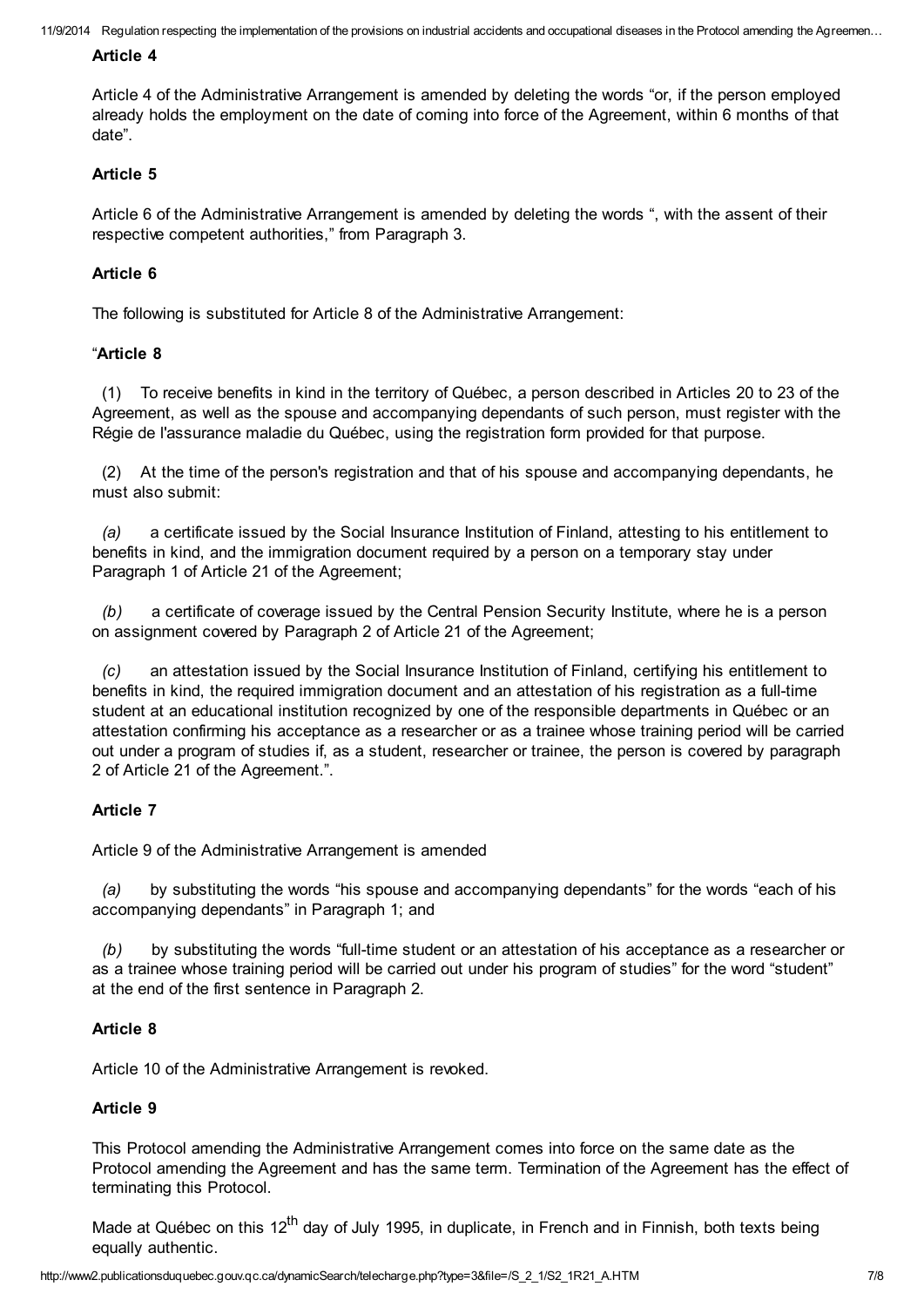### Article 4

Article 4 of the Administrative Arrangement is amended by deleting the words "or, if the person employed already holds the employment on the date of coming into force of the Agreement, within 6 months of that date".

### Article 5

Article 6 of the Administrative Arrangement is amended by deleting the words ", with the assent of their respective competent authorities," from Paragraph 3.

### Article 6

The following is substituted for Article 8 of the Administrative Arrangement:

"**Article 8**

(1) To receive benefits in kind in the territory of Québec, a person described in Articles 20 to 23 of the Agreement, as well as the spouse and accompanying dependants of such person, must register with the Régie de l'assurance maladie du Québec, using the registration form provided for that purpose.

(2) At the time of the person's registration and that of his spouse and accompanying dependants, he must also submit:

*(a)* a certificate issued by the Social Insurance Institution of Finland, attesting to his entitlement to benefits in kind, and the immigration document required by a person on a temporary stay under Paragraph 1 of Article 21 of the Agreement;

*(b)* a certificate of coverage issued by the Central Pension Security Institute, where he is a person on assignment covered by Paragraph 2 of Article 21 of the Agreement;

*(c)* an attestation issued by the Social Insurance Institution of Finland, certifying his entitlement to benefits in kind, the required immigration document and an attestation of his registration as a full-time student at an educational institution recognized by one of the responsible departments in Québec or an attestation confirming his acceptance as a researcher or as a trainee whose training period will be carried out under a program of studies if, as a student, researcher or trainee, the person is covered by paragraph 2 of Article 21 of the Agreement.".

### Article 7

Article 9 of the Administrative Arrangement is amended

*(a)* by substituting the words "his spouse and accompanying dependants" for the words "each of his accompanying dependants" in Paragraph 1; and

*(b)* by substituting the words "full-time student or an attestation of his acceptance as a researcher or as a trainee whose training period will be carried out under his program of studies" for the word "student" at the end of the first sentence in Paragraph 2.

### Article 8

Article 10 of the Administrative Arrangement is revoked.

### Article 9

This Protocol amending the Administrative Arrangement comes into force on the same date as the Protocol amending the Agreement and has the same term. Termination of the Agreement has the effect of terminating this Protocol.

Made at Québec on this 12th day of July 1995, in duplicate, in French and in Finnish, both texts being equally authentic.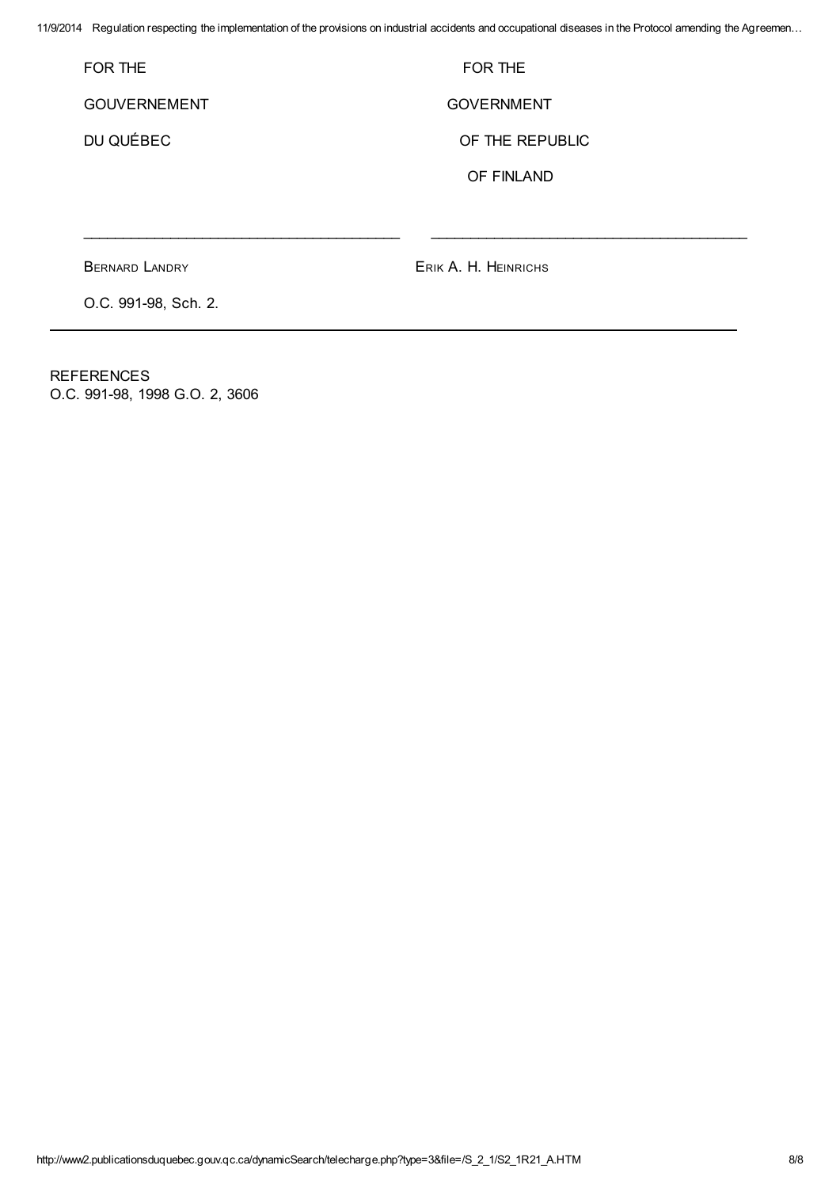| FOR THE GOUVERNEMENT DU QUÉBEC | FOR THE GOVERNMENT OF THE REPUBLIC OF FINLAND |
| --- | --- |
| ________________________________ | ________________________________ |
| BERNARD LANDRY | ERIK A. H. HEINRICHS |

O.C. 991-98, Sch. 2.

---

REFERENCES
O.C. 991-98, 1998 G.O. 2, 3606